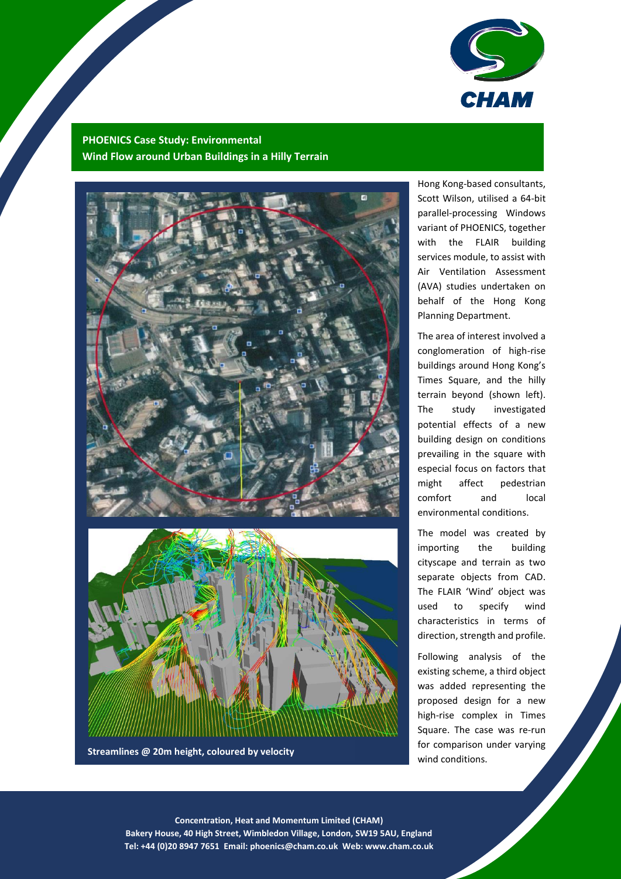CHAM

## PHOENICS Case Study: Environmental
## Wind Flow around Urban Buildings in a Hilly Terrain

Streamlines @ 20m height, coloured by velocity

Hong Kong-based consultants, Scott Wilson, utilised a 64-bit parallel-processing Windows variant of PHOENICS, together with the FLAIR building services module, to assist with Air Ventilation Assessment (AVA) studies undertaken on behalf of the Hong Kong Planning Department.

The area of interest involved a conglomeration of high-rise buildings around Hong Kong's Times Square, and the hilly terrain beyond (shown left). The study investigated potential effects of a new building design on conditions prevailing in the square with especial focus on factors that might affect pedestrian comfort and local environmental conditions.

The model was created by importing the building cityscape and terrain as two separate objects from CAD. The FLAIR 'Wind' object was used to specify wind characteristics in terms of direction, strength and profile.

Following analysis of the existing scheme, a third object was added representing the proposed design for a new high-rise complex in Times Square. The case was re-run for comparison under varying wind conditions.

**Concentration, Heat and Momentum Limited (CHAM)**
**Bakery House, 40 High Street, Wimbledon Village, London, SW19 5AU, England**
**Tel: +44 (0)20 8947 7651 Email: phoenics@cham.co.uk Web: www.cham.co.uk**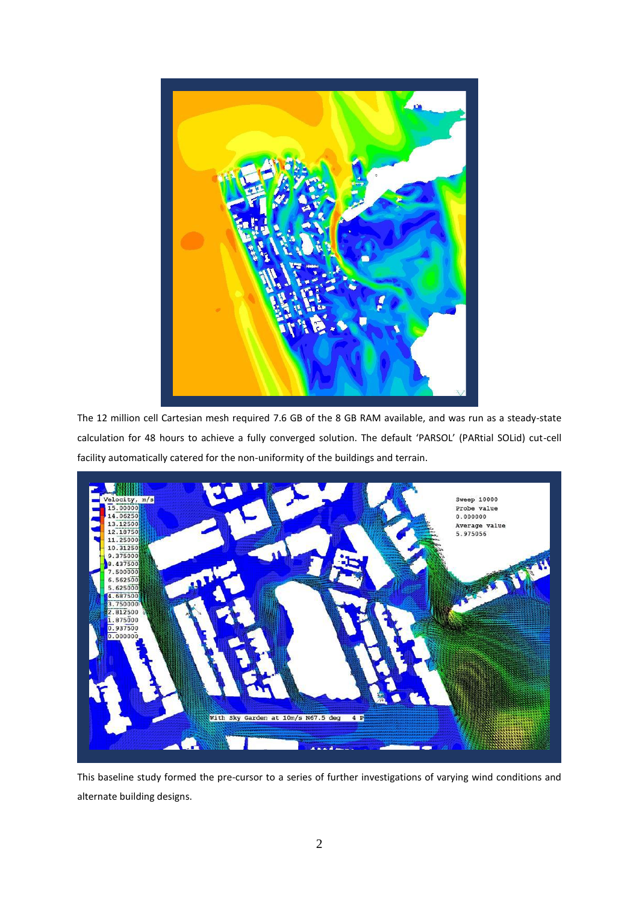The 12 million cell Cartesian mesh required 7.6 GB of the 8 GB RAM available, and was run as a steady-state calculation for 48 hours to achieve a fully converged solution. The default 'PARSOL' (PARtial SOLid) cut-cell facility automatically catered for the non-uniformity of the buildings and terrain.

This baseline study formed the pre-cursor to a series of further investigations of varying wind conditions and alternate building designs.